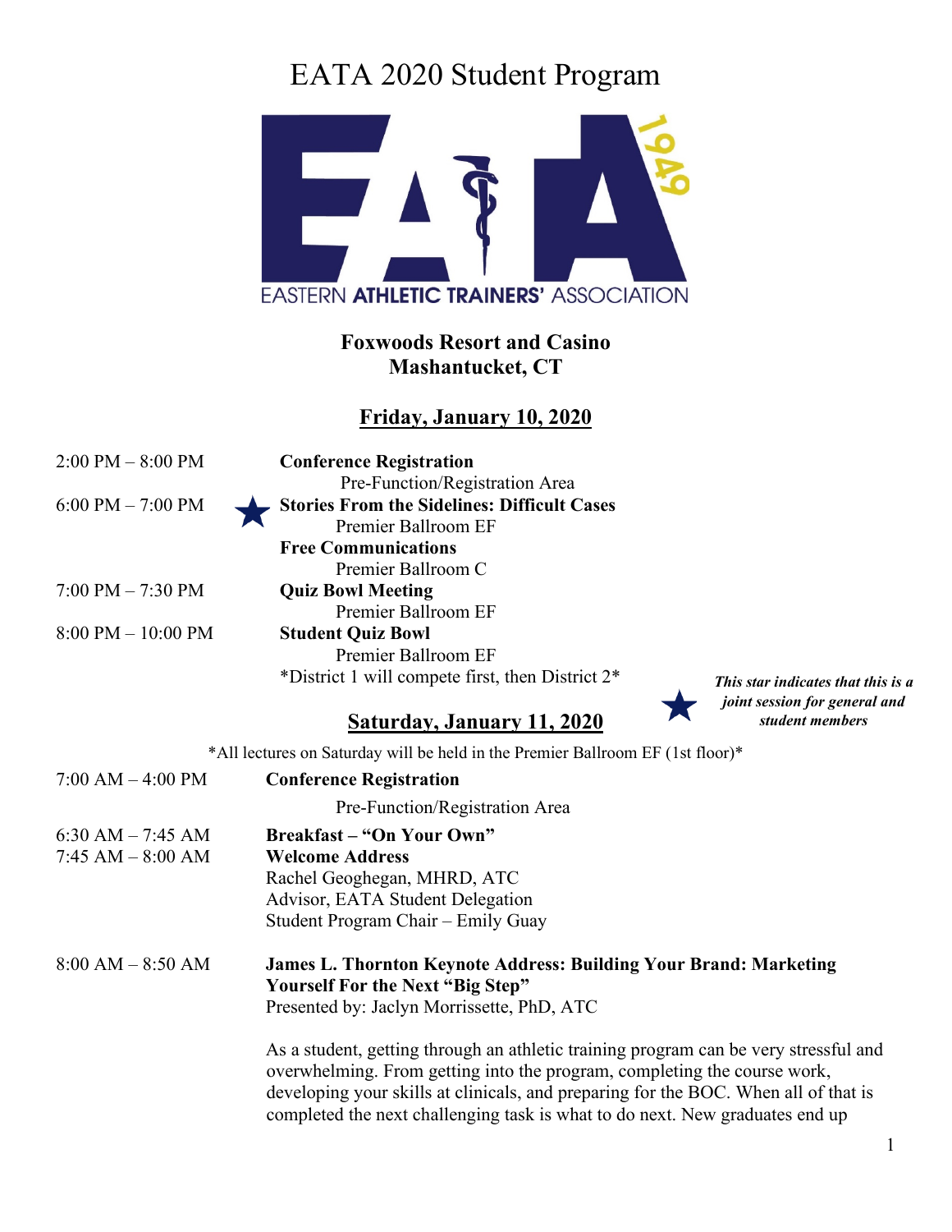# EATA 2020 Student Program

EASTERN **ATHLETIC TRAINERS'** ASSOCIATION

**Foxwoods Resort and Casino**
**Mashantucket, CT**

## Friday, January 10, 2020

2:00 PM – 8:00 PM **Conference Registration**
Pre-Function/Registration Area

6:00 PM – 7:00 PM ★ **Stories From the Sidelines: Difficult Cases**
Premier Ballroom EF

**Free Communications**
Premier Ballroom C

7:00 PM – 7:30 PM **Quiz Bowl Meeting**
Premier Ballroom EF

8:00 PM – 10:00 PM **Student Quiz Bowl**
Premier Ballroom EF
*District 1 will compete first, then District 2*

★ ***This star indicates that this is a joint session for general and student members***

## Saturday, January 11, 2020

*All lectures on Saturday will be held in the Premier Ballroom EF (1st floor)*

7:00 AM – 4:00 PM **Conference Registration**
Pre-Function/Registration Area

6:30 AM – 7:45 AM **Breakfast – "On Your Own"**

7:45 AM – 8:00 AM **Welcome Address**
Rachel Geoghegan, MHRD, ATC
Advisor, EATA Student Delegation
Student Program Chair – Emily Guay

8:00 AM – 8:50 AM **James L. Thornton Keynote Address: Building Your Brand: Marketing Yourself For the Next "Big Step"**
Presented by: Jaclyn Morrissette, PhD, ATC

As a student, getting through an athletic training program can be very stressful and overwhelming. From getting into the program, completing the course work, developing your skills at clinicals, and preparing for the BOC. When all of that is completed the next challenging task is what to do next. New graduates end up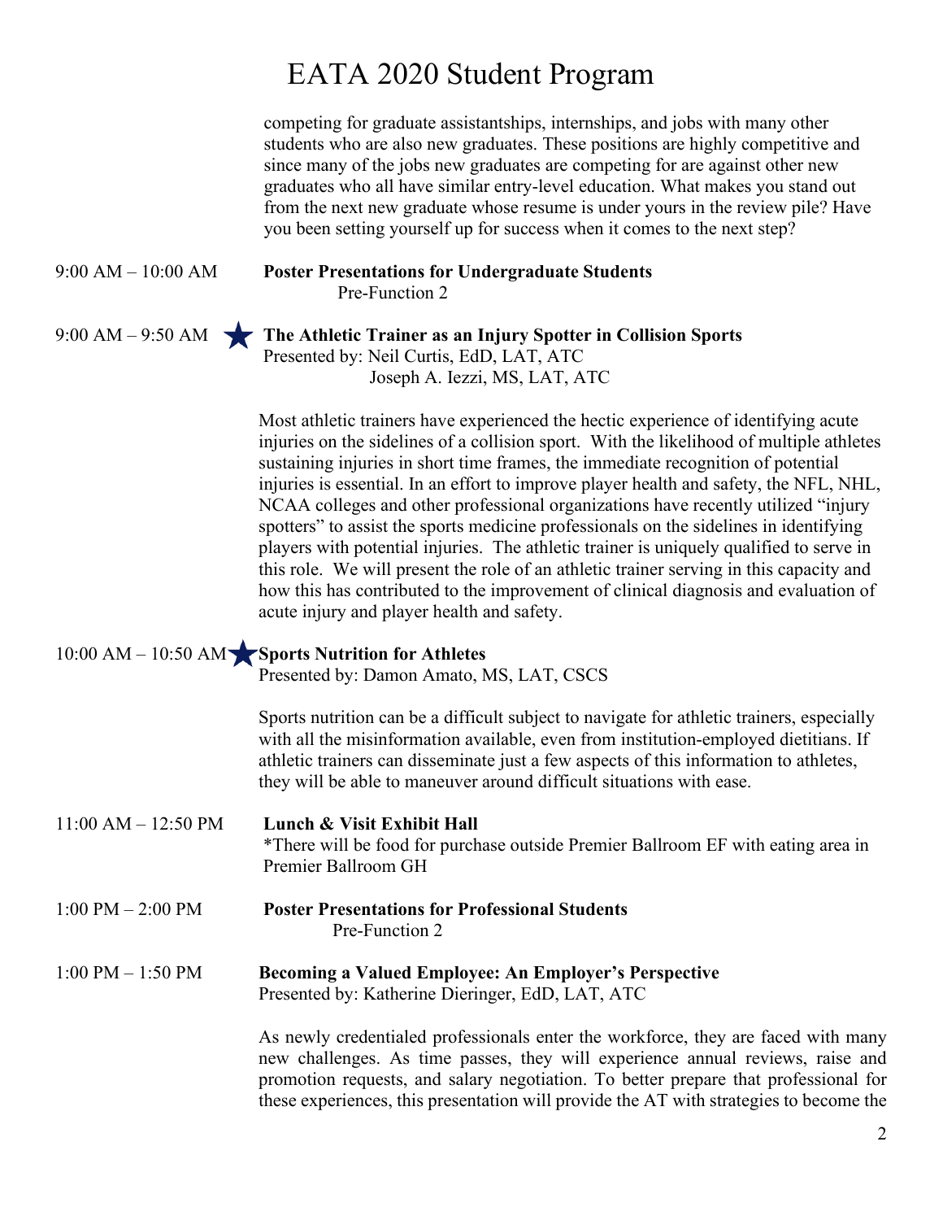competing for graduate assistantships, internships, and jobs with many other students who are also new graduates. These positions are highly competitive and since many of the jobs new graduates are competing for are against other new graduates who all have similar entry-level education. What makes you stand out from the next new graduate whose resume is under yours in the review pile? Have you been setting yourself up for success when it comes to the next step?

9:00 AM – 10:00 AM **Poster Presentations for Undergraduate Students**
Pre-Function 2

9:00 AM – 9:50 AM ★ **The Athletic Trainer as an Injury Spotter in Collision Sports**
Presented by: Neil Curtis, EdD, LAT, ATC
Joseph A. Iezzi, MS, LAT, ATC

Most athletic trainers have experienced the hectic experience of identifying acute injuries on the sidelines of a collision sport. With the likelihood of multiple athletes sustaining injuries in short time frames, the immediate recognition of potential injuries is essential. In an effort to improve player health and safety, the NFL, NHL, NCAA colleges and other professional organizations have recently utilized "injury spotters" to assist the sports medicine professionals on the sidelines in identifying players with potential injuries. The athletic trainer is uniquely qualified to serve in this role. We will present the role of an athletic trainer serving in this capacity and how this has contributed to the improvement of clinical diagnosis and evaluation of acute injury and player health and safety.

10:00 AM – 10:50 AM ★ **Sports Nutrition for Athletes**
Presented by: Damon Amato, MS, LAT, CSCS

Sports nutrition can be a difficult subject to navigate for athletic trainers, especially with all the misinformation available, even from institution-employed dietitians. If athletic trainers can disseminate just a few aspects of this information to athletes, they will be able to maneuver around difficult situations with ease.

11:00 AM – 12:50 PM **Lunch & Visit Exhibit Hall**
*There will be food for purchase outside Premier Ballroom EF with eating area in Premier Ballroom GH

1:00 PM – 2:00 PM **Poster Presentations for Professional Students**
Pre-Function 2

1:00 PM – 1:50 PM **Becoming a Valued Employee: An Employer's Perspective**
Presented by: Katherine Dieringer, EdD, LAT, ATC

As newly credentialed professionals enter the workforce, they are faced with many new challenges. As time passes, they will experience annual reviews, raise and promotion requests, and salary negotiation. To better prepare that professional for these experiences, this presentation will provide the AT with strategies to become the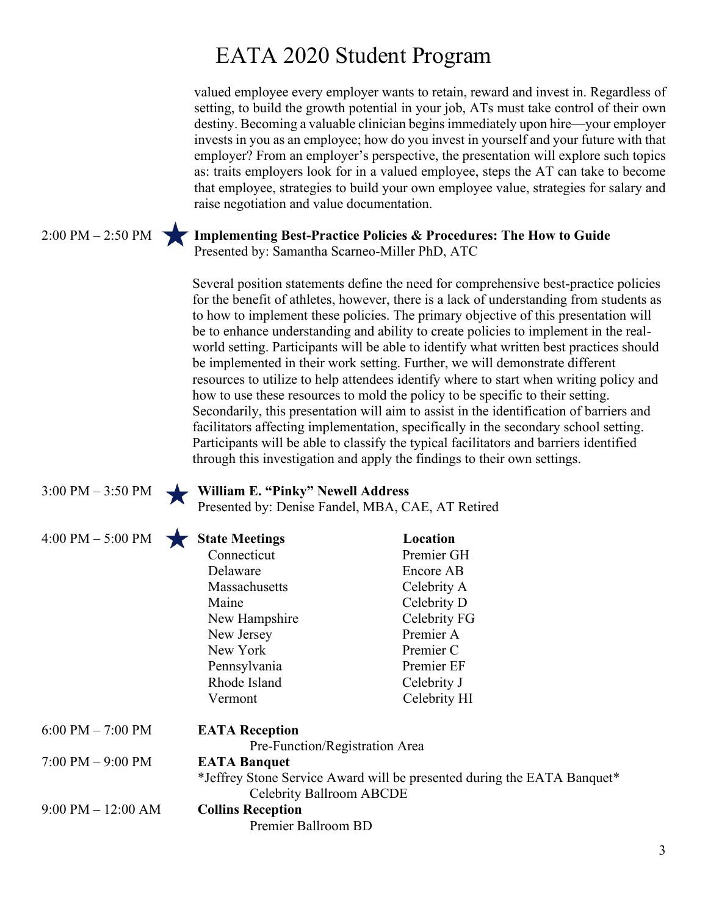valued employee every employer wants to retain, reward and invest in. Regardless of setting, to build the growth potential in your job, ATs must take control of their own destiny. Becoming a valuable clinician begins immediately upon hire—your employer invests in you as an employee; how do you invest in yourself and your future with that employer? From an employer's perspective, the presentation will explore such topics as: traits employers look for in a valued employee, steps the AT can take to become that employee, strategies to build your own employee value, strategies for salary and raise negotiation and value documentation.

2:00 PM – 2:50 PM ★ **Implementing Best-Practice Policies & Procedures: The How to Guide**
Presented by: Samantha Scarneo-Miller PhD, ATC

Several position statements define the need for comprehensive best-practice policies for the benefit of athletes, however, there is a lack of understanding from students as to how to implement these policies. The primary objective of this presentation will be to enhance understanding and ability to create policies to implement in the real-world setting. Participants will be able to identify what written best practices should be implemented in their work setting. Further, we will demonstrate different resources to utilize to help attendees identify where to start when writing policy and how to use these resources to mold the policy to be specific to their setting. Secondarily, this presentation will aim to assist in the identification of barriers and facilitators affecting implementation, specifically in the secondary school setting. Participants will be able to classify the typical facilitators and barriers identified through this investigation and apply the findings to their own settings.

3:00 PM – 3:50 PM ★ **William E. "Pinky" Newell Address**
Presented by: Denise Fandel, MBA, CAE, AT Retired

4:00 PM – 5:00 PM ★

| **State Meetings** | **Location** |
|---|---|
| Connecticut | Premier GH |
| Delaware | Encore AB |
| Massachusetts | Celebrity A |
| Maine | Celebrity D |
| New Hampshire | Celebrity FG |
| New Jersey | Premier A |
| New York | Premier C |
| Pennsylvania | Premier EF |
| Rhode Island | Celebrity J |
| Vermont | Celebrity HI |

6:00 PM – 7:00 PM **EATA Reception**
Pre-Function/Registration Area

7:00 PM – 9:00 PM **EATA Banquet**
*Jeffrey Stone Service Award will be presented during the EATA Banquet*
Celebrity Ballroom ABCDE

9:00 PM – 12:00 AM **Collins Reception**
Premier Ballroom BD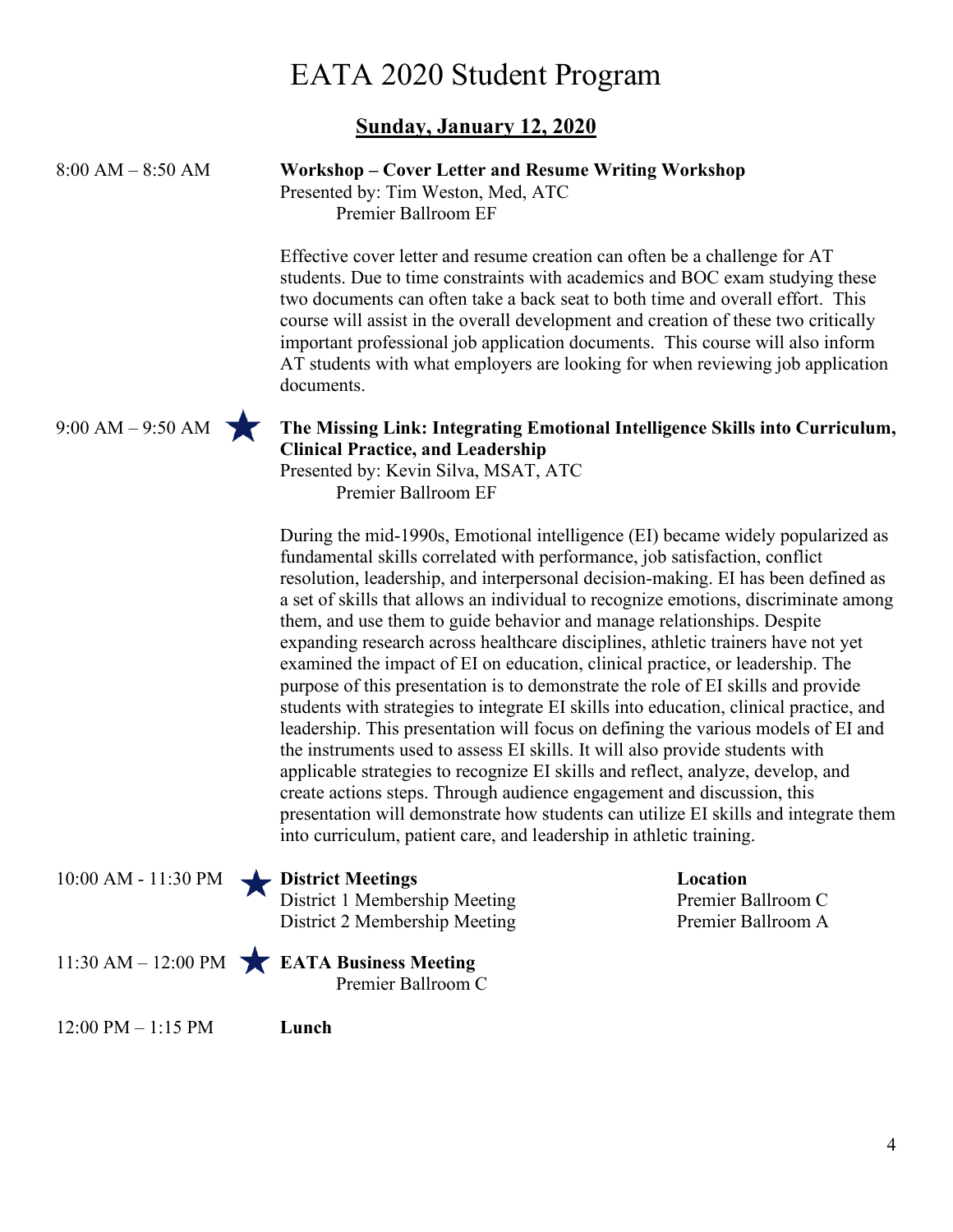# EATA 2020 Student Program

## Sunday, January 12, 2020

**8:00 AM – 8:50 AM**

**Workshop – Cover Letter and Resume Writing Workshop**
Presented by: Tim Weston, Med, ATC
Premier Ballroom EF

Effective cover letter and resume creation can often be a challenge for AT students. Due to time constraints with academics and BOC exam studying these two documents can often take a back seat to both time and overall effort. This course will assist in the overall development and creation of these two critically important professional job application documents. This course will also inform AT students with what employers are looking for when reviewing job application documents.

**9:00 AM – 9:50 AM** ★

**The Missing Link: Integrating Emotional Intelligence Skills into Curriculum, Clinical Practice, and Leadership**
Presented by: Kevin Silva, MSAT, ATC
Premier Ballroom EF

During the mid-1990s, Emotional intelligence (EI) became widely popularized as fundamental skills correlated with performance, job satisfaction, conflict resolution, leadership, and interpersonal decision-making. EI has been defined as a set of skills that allows an individual to recognize emotions, discriminate among them, and use them to guide behavior and manage relationships. Despite expanding research across healthcare disciplines, athletic trainers have not yet examined the impact of EI on education, clinical practice, or leadership. The purpose of this presentation is to demonstrate the role of EI skills and provide students with strategies to integrate EI skills into education, clinical practice, and leadership. This presentation will focus on defining the various models of EI and the instruments used to assess EI skills. It will also provide students with applicable strategies to recognize EI skills and reflect, analyze, develop, and create actions steps. Through audience engagement and discussion, this presentation will demonstrate how students can utilize EI skills and integrate them into curriculum, patient care, and leadership in athletic training.

**10:00 AM - 11:30 PM** ★

| **District Meetings** | **Location** |
|---|---|
| District 1 Membership Meeting | Premier Ballroom C |
| District 2 Membership Meeting | Premier Ballroom A |

**11:30 AM – 12:00 PM** ★

**EATA Business Meeting**
Premier Ballroom C

**12:00 PM – 1:15 PM**

**Lunch**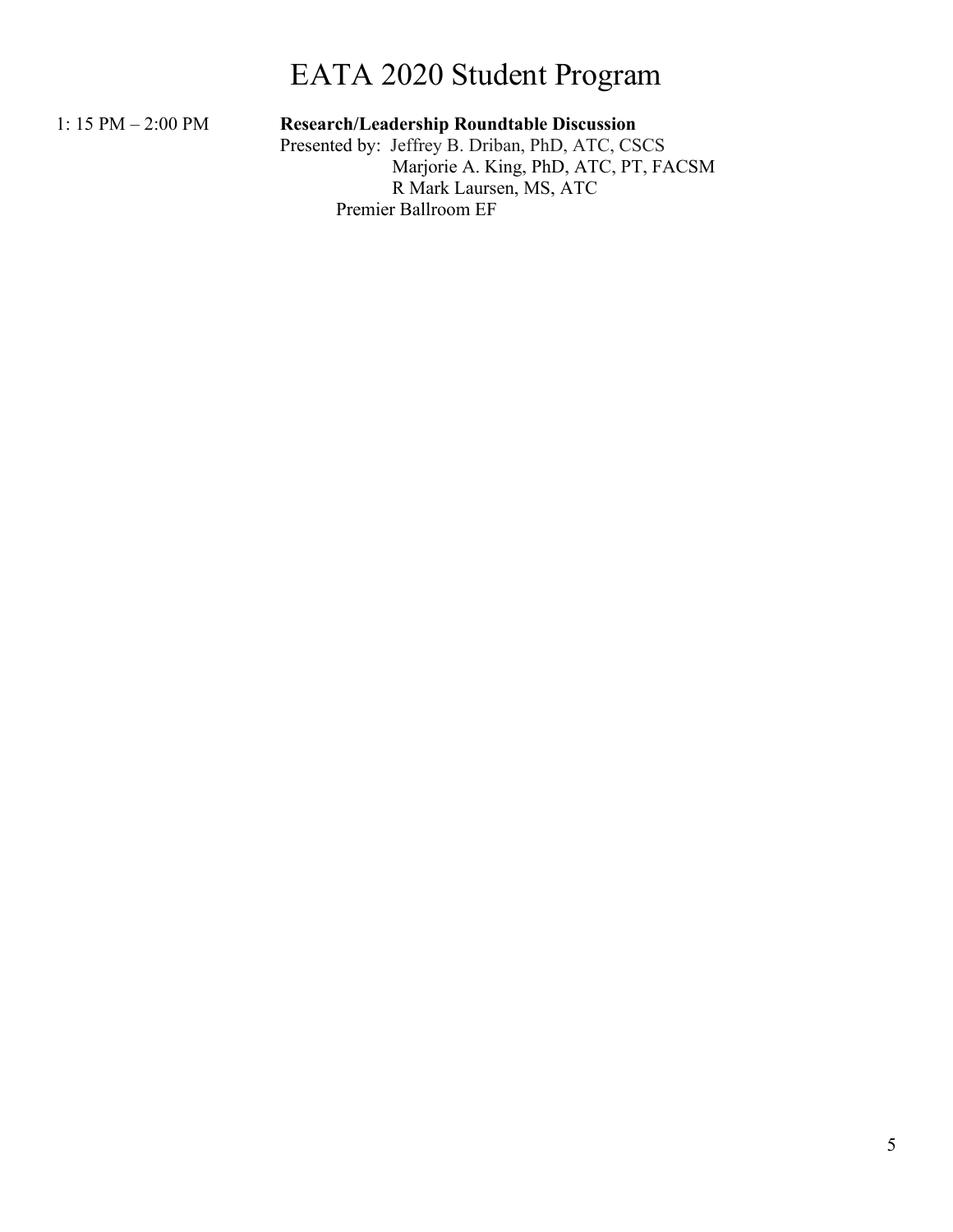# EATA 2020 Student Program

1: 15 PM – 2:00 PM **Research/Leadership Roundtable Discussion**

Presented by: Jeffrey B. Driban, PhD, ATC, CSCS
Marjorie A. King, PhD, ATC, PT, FACSM
R Mark Laursen, MS, ATC

Premier Ballroom EF